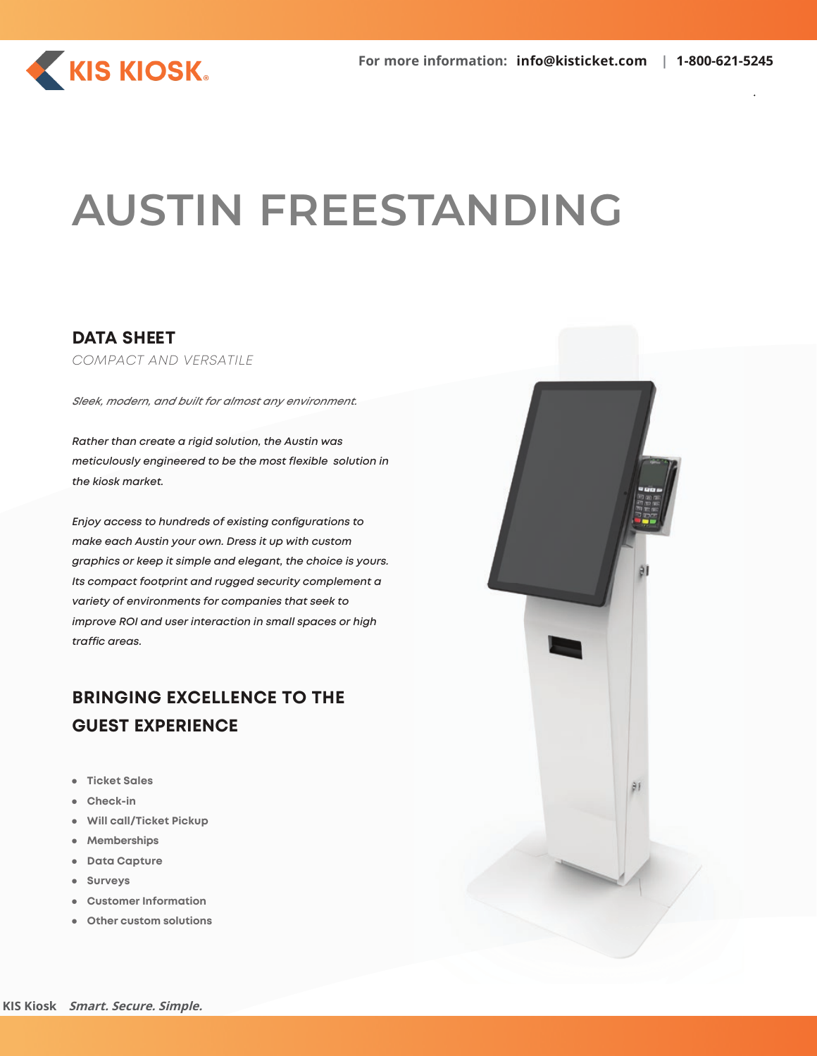KIS KIOSK

For more information: **info@kisticket.com** | **1-800-621-5245**

# AUSTIN FREESTANDING

## DATA SHEET

*COMPACT AND VERSATILE*

*Sleek, modern, and built for almost any environment.*

*Rather than create a rigid solution, the Austin was meticulously engineered to be the most flexible solution in the kiosk market.*

*Enjoy access to hundreds of existing configurations to make each Austin your own. Dress it up with custom graphics or keep it simple and elegant, the choice is yours. Its compact footprint and rugged security complement a variety of environments for companies that seek to improve ROI and user interaction in small spaces or high traffic areas.*

## BRINGING EXCELLENCE TO THE GUEST EXPERIENCE

- **Ticket Sales**
- **Check-in**
- **Will call/Ticket Pickup**
- **Memberships**
- **Data Capture**
- **Surveys**
- **Customer Information**
- **Other custom solutions**

**KIS Kiosk** ***Smart. Secure. Simple.***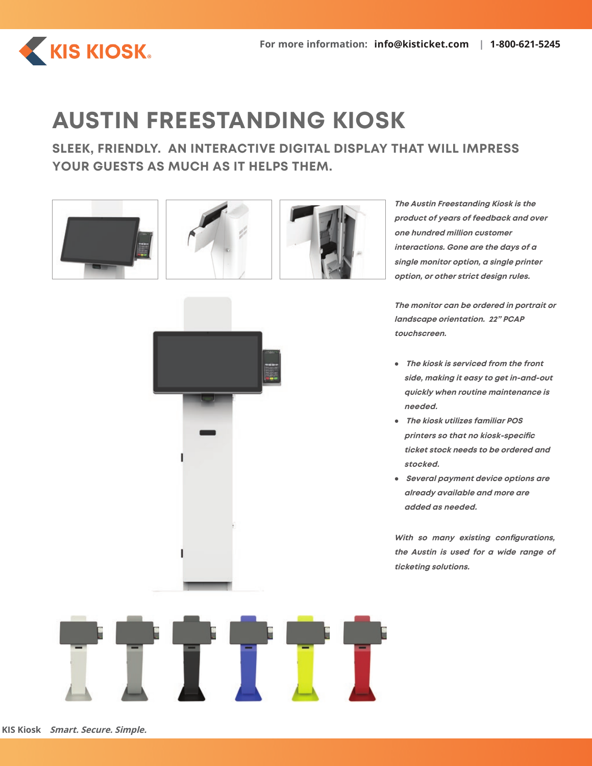# AUSTIN FREESTANDING KIOSK

## SLEEK, FRIENDLY. AN INTERACTIVE DIGITAL DISPLAY THAT WILL IMPRESS YOUR GUESTS AS MUCH AS IT HELPS THEM.

*The Austin Freestanding Kiosk is the product of years of feedback and over one hundred million customer interactions. Gone are the days of a single monitor option, a single printer option, or other strict design rules.*

*The monitor can be ordered in portrait or landscape orientation. 22" PCAP touchscreen.*

- *The kiosk is serviced from the front side, making it easy to get in-and-out quickly when routine maintenance is needed.*
- *The kiosk utilizes familiar POS printers so that no kiosk-specific ticket stock needs to be ordered and stocked.*
- *Several payment device options are already available and more are added as needed.*

*With so many existing configurations, the Austin is used for a wide range of ticketing solutions.*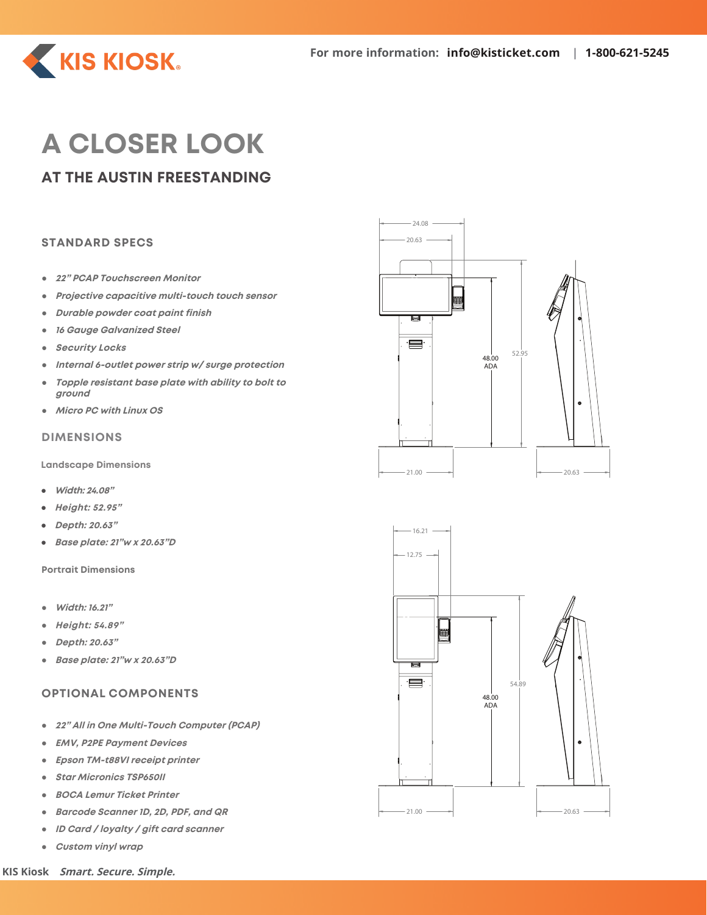KIS KIOSK

For more information: **info@kisticket.com** | **1-800-621-5245**

# A CLOSER LOOK

## AT THE AUSTIN FREESTANDING

### STANDARD SPECS

- *22" PCAP Touchscreen Monitor*
- *Projective capacitive multi-touch touch sensor*
- *Durable powder coat paint finish*
- *16 Gauge Galvanized Steel*
- *Security Locks*
- *Internal 6-outlet power strip w/ surge protection*
- *Topple resistant base plate with ability to bolt to ground*
- *Micro PC with Linux OS*

### DIMENSIONS

**Landscape Dimensions**

- *Width: 24.08"*
- *Height: 52.95"*
- *Depth: 20.63"*
- *Base plate: 21"w x 20.63"D*

**Portrait Dimensions**

- *Width: 16.21"*
- *Height: 54.89"*
- *Depth: 20.63"*
- *Base plate: 21"w x 20.63"D*

### OPTIONAL COMPONENTS

- *22" All in One Multi-Touch Computer (PCAP)*
- *EMV, P2PE Payment Devices*
- *Epson TM-t88VI receipt printer*
- *Star Micronics TSP650II*
- *BOCA Lemur Ticket Printer*
- *Barcode Scanner 1D, 2D, PDF, and QR*
- *ID Card / loyalty / gift card scanner*
- *Custom vinyl wrap*

24.08
20.63
48.00
ADA
52.95
21.00
20.63

16.21
12.75
48.00
ADA
54.89
21.00
20.63

**KIS Kiosk** *Smart. Secure. Simple.*